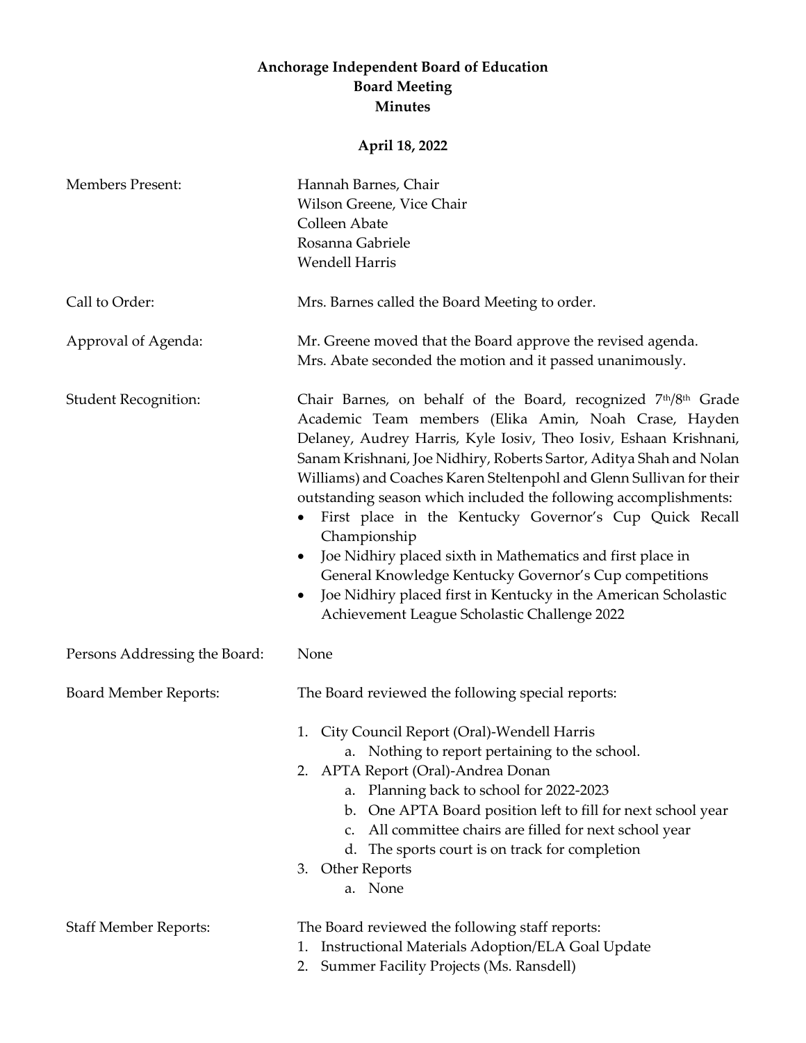**Anchorage Independent Board of Education**
**Board Meeting**
**Minutes**

**April 18, 2022**

Members Present: Hannah Barnes, Chair
Wilson Greene, Vice Chair
Colleen Abate
Rosanna Gabriele
Wendell Harris

Call to Order: Mrs. Barnes called the Board Meeting to order.

Approval of Agenda: Mr. Greene moved that the Board approve the revised agenda. Mrs. Abate seconded the motion and it passed unanimously.

Student Recognition: Chair Barnes, on behalf of the Board, recognized 7th/8th Grade Academic Team members (Elika Amin, Noah Crase, Hayden Delaney, Audrey Harris, Kyle Iosiv, Theo Iosiv, Eshaan Krishnani, Sanam Krishnani, Joe Nidhiry, Roberts Sartor, Aditya Shah and Nolan Williams) and Coaches Karen Steltenpohl and Glenn Sullivan for their outstanding season which included the following accomplishments:

- First place in the Kentucky Governor's Cup Quick Recall Championship
- Joe Nidhiry placed sixth in Mathematics and first place in General Knowledge Kentucky Governor's Cup competitions
- Joe Nidhiry placed first in Kentucky in the American Scholastic Achievement League Scholastic Challenge 2022

Persons Addressing the Board: None

Board Member Reports: The Board reviewed the following special reports:

1. City Council Report (Oral)-Wendell Harris
   a. Nothing to report pertaining to the school.
2. APTA Report (Oral)-Andrea Donan
   a. Planning back to school for 2022-2023
   b. One APTA Board position left to fill for next school year
   c. All committee chairs are filled for next school year
   d. The sports court is on track for completion
3. Other Reports
   a. None

Staff Member Reports: The Board reviewed the following staff reports:

1. Instructional Materials Adoption/ELA Goal Update
2. Summer Facility Projects (Ms. Ransdell)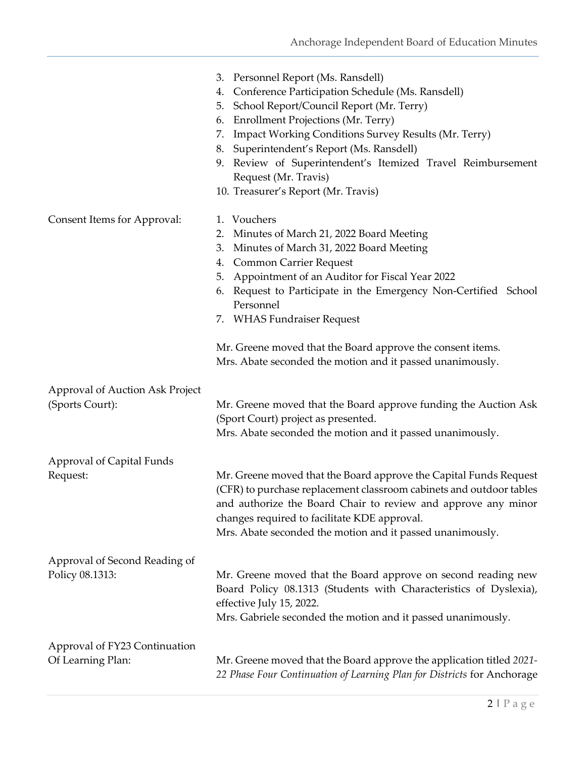3. Personnel Report (Ms. Ransdell)
4. Conference Participation Schedule (Ms. Ransdell)
5. School Report/Council Report (Mr. Terry)
6. Enrollment Projections (Mr. Terry)
7. Impact Working Conditions Survey Results (Mr. Terry)
8. Superintendent's Report (Ms. Ransdell)
9. Review of Superintendent's Itemized Travel Reimbursement Request (Mr. Travis)
10. Treasurer's Report (Mr. Travis)

**Consent Items for Approval:**

1. Vouchers
2. Minutes of March 21, 2022 Board Meeting
3. Minutes of March 31, 2022 Board Meeting
4. Common Carrier Request
5. Appointment of an Auditor for Fiscal Year 2022
6. Request to Participate in the Emergency Non-Certified School Personnel
7. WHAS Fundraiser Request

Mr. Greene moved that the Board approve the consent items.
Mrs. Abate seconded the motion and it passed unanimously.

**Approval of Auction Ask Project (Sports Court):**

Mr. Greene moved that the Board approve funding the Auction Ask (Sport Court) project as presented.
Mrs. Abate seconded the motion and it passed unanimously.

**Approval of Capital Funds Request:**

Mr. Greene moved that the Board approve the Capital Funds Request (CFR) to purchase replacement classroom cabinets and outdoor tables and authorize the Board Chair to review and approve any minor changes required to facilitate KDE approval.
Mrs. Abate seconded the motion and it passed unanimously.

**Approval of Second Reading of Policy 08.1313:**

Mr. Greene moved that the Board approve on second reading new Board Policy 08.1313 (Students with Characteristics of Dyslexia), effective July 15, 2022.
Mrs. Gabriele seconded the motion and it passed unanimously.

**Approval of FY23 Continuation Of Learning Plan:**

Mr. Greene moved that the Board approve the application titled *2021-22 Phase Four Continuation of Learning Plan for Districts* for Anchorage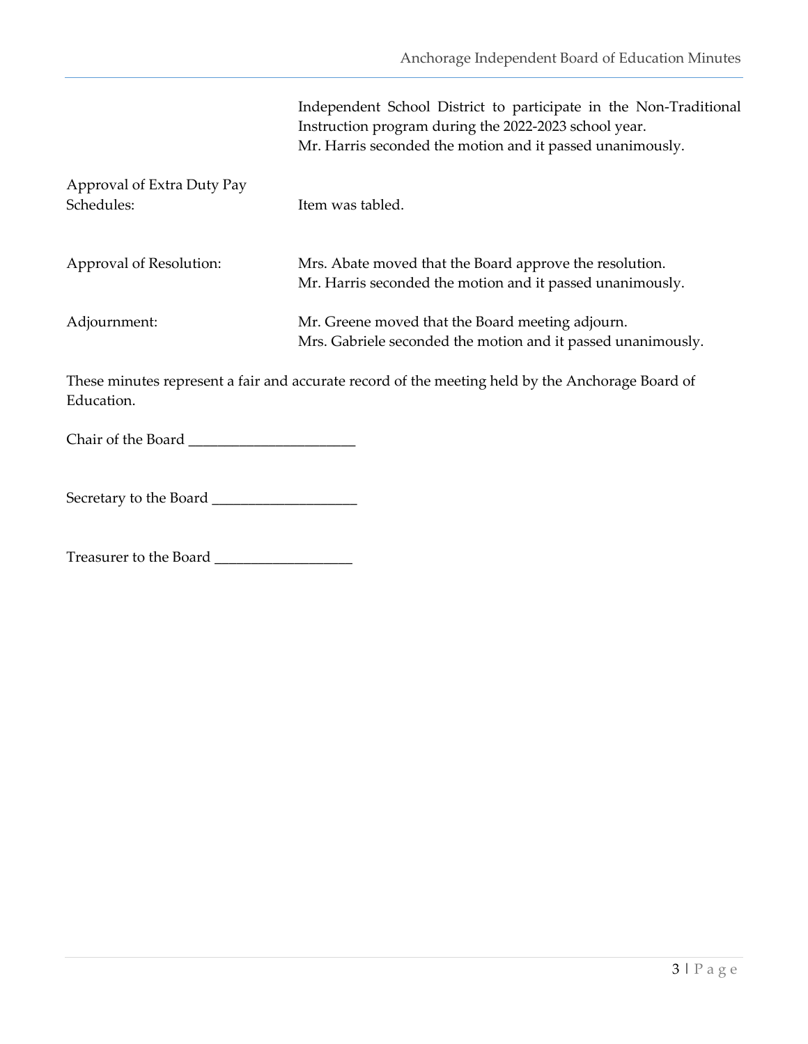| | |
|---|---|
| | Independent School District to participate in the Non-Traditional Instruction program during the 2022-2023 school year. Mr. Harris seconded the motion and it passed unanimously. |
| Approval of Extra Duty Pay Schedules: | Item was tabled. |
| Approval of Resolution: | Mrs. Abate moved that the Board approve the resolution. Mr. Harris seconded the motion and it passed unanimously. |
| Adjournment: | Mr. Greene moved that the Board meeting adjourn. Mrs. Gabriele seconded the motion and it passed unanimously. |

These minutes represent a fair and accurate record of the meeting held by the Anchorage Board of Education.

Chair of the Board ______________________

Secretary to the Board ___________________

Treasurer to the Board __________________